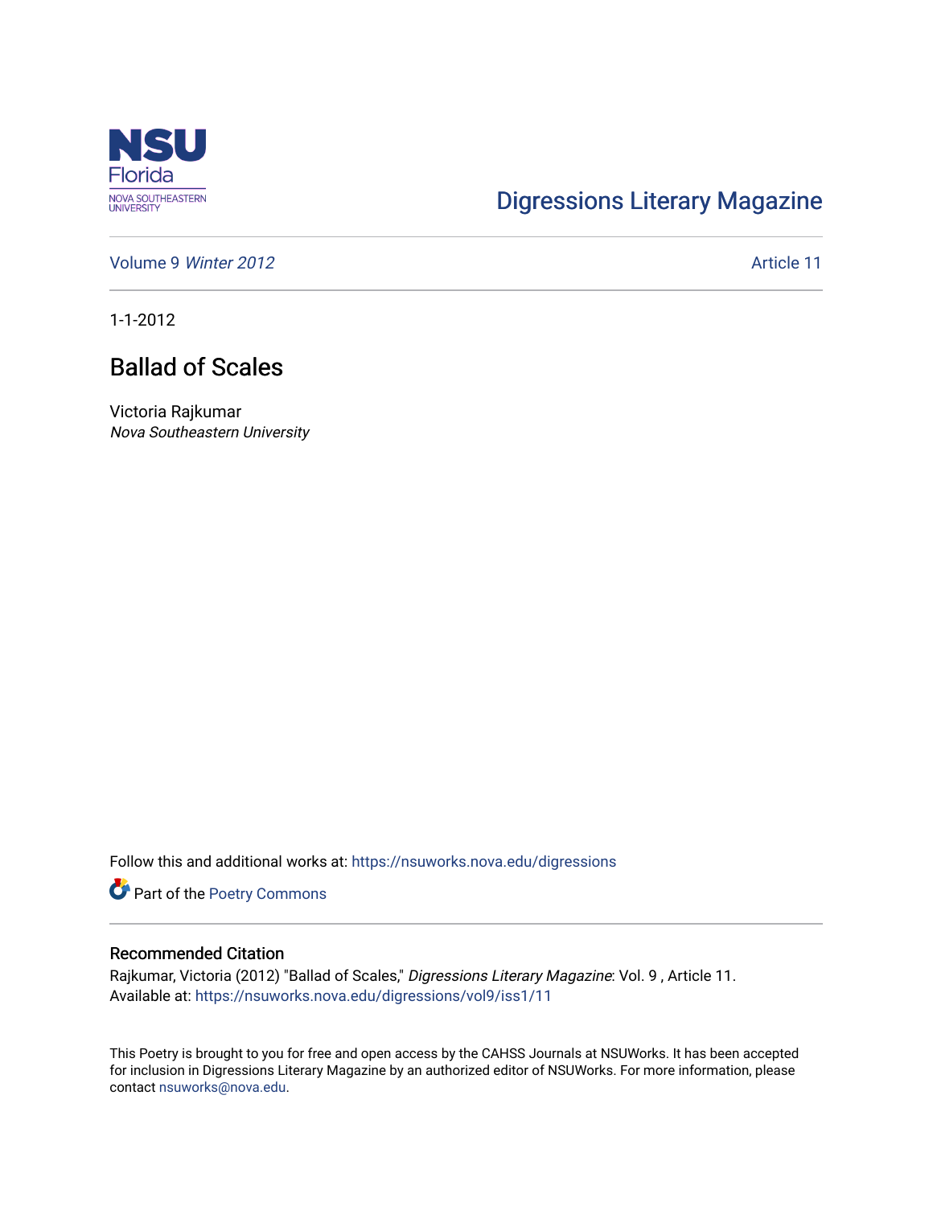Digressions Literary Magazine

Volume 9 *Winter 2012* Article 11

1-1-2012

# Ballad of Scales

Victoria Rajkumar
*Nova Southeastern University*

Follow this and additional works at: https://nsuworks.nova.edu/digressions

Part of the Poetry Commons

## Recommended Citation

Rajkumar, Victoria (2012) "Ballad of Scales," *Digressions Literary Magazine*: Vol. 9 , Article 11.
Available at: https://nsuworks.nova.edu/digressions/vol9/iss1/11

This Poetry is brought to you for free and open access by the CAHSS Journals at NSUWorks. It has been accepted for inclusion in Digressions Literary Magazine by an authorized editor of NSUWorks. For more information, please contact nsuworks@nova.edu.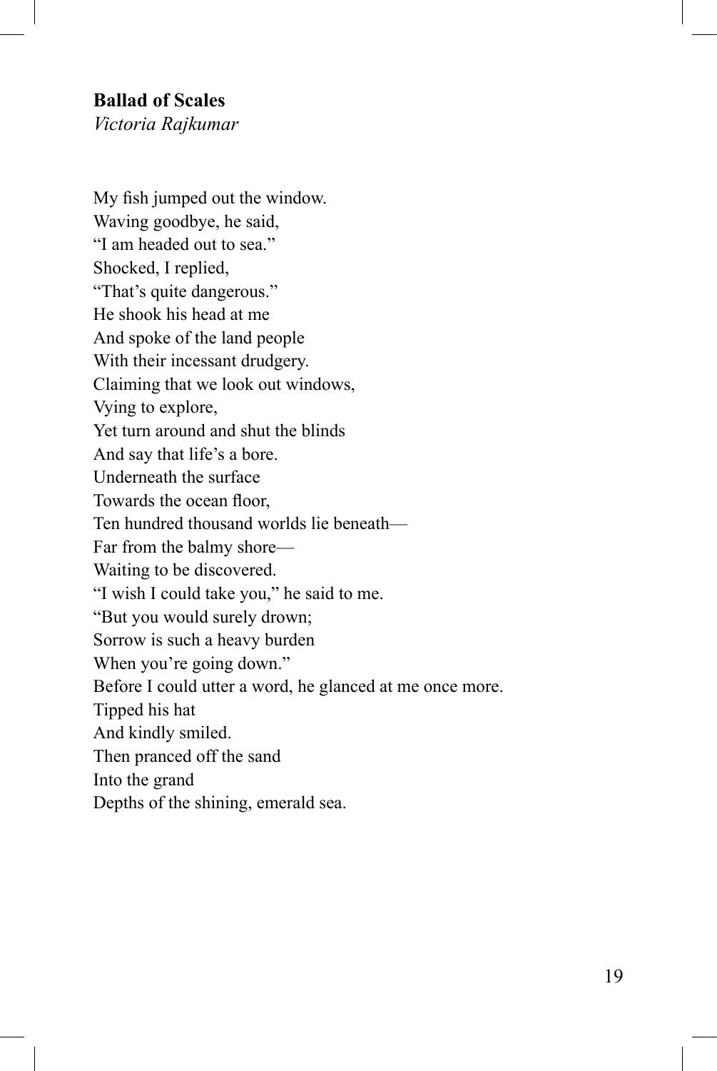**Ballad of Scales**

*Victoria Rajkumar*

My fish jumped out the window.  
Waving goodbye, he said,  
"I am headed out to sea."  
Shocked, I replied,  
"That's quite dangerous."  
He shook his head at me  
And spoke of the land people  
With their incessant drudgery.  
Claiming that we look out windows,  
Vying to explore,  
Yet turn around and shut the blinds  
And say that life's a bore.  
Underneath the surface  
Towards the ocean floor,  
Ten hundred thousand worlds lie beneath—  
Far from the balmy shore—  
Waiting to be discovered.  
"I wish I could take you," he said to me.  
"But you would surely drown;  
Sorrow is such a heavy burden  
When you're going down."  
Before I could utter a word, he glanced at me once more.  
Tipped his hat  
And kindly smiled.  
Then pranced off the sand  
Into the grand  
Depths of the shining, emerald sea.